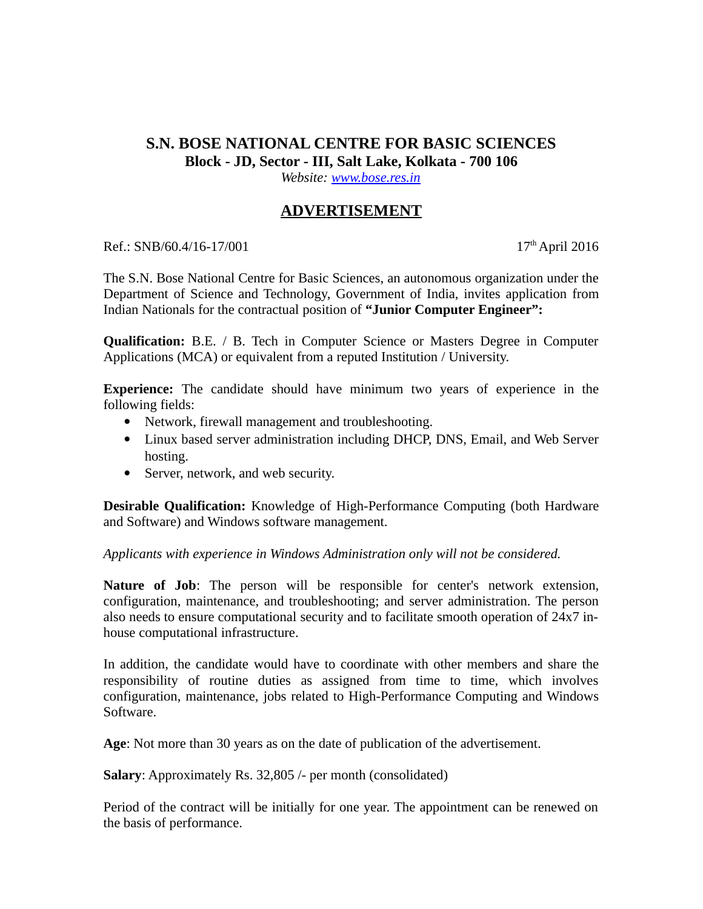# S.N. BOSE NATIONAL CENTRE FOR BASIC SCIENCES

**Block - JD, Sector - III, Salt Lake, Kolkata - 700 106**

*Website: [www.bose.res.in](http://www.bose.res.in)*

## ADVERTISEMENT

Ref.: SNB/60.4/16-17/001 17th April 2016

The S.N. Bose National Centre for Basic Sciences, an autonomous organization under the Department of Science and Technology, Government of India, invites application from Indian Nationals for the contractual position of **"Junior Computer Engineer":**

**Qualification:** B.E. / B. Tech in Computer Science or Masters Degree in Computer Applications (MCA) or equivalent from a reputed Institution / University.

**Experience:** The candidate should have minimum two years of experience in the following fields:

- Network, firewall management and troubleshooting.
- Linux based server administration including DHCP, DNS, Email, and Web Server hosting.
- Server, network, and web security.

**Desirable Qualification:** Knowledge of High-Performance Computing (both Hardware and Software) and Windows software management.

*Applicants with experience in Windows Administration only will not be considered.*

**Nature of Job**: The person will be responsible for center's network extension, configuration, maintenance, and troubleshooting; and server administration. The person also needs to ensure computational security and to facilitate smooth operation of 24x7 in-house computational infrastructure.

In addition, the candidate would have to coordinate with other members and share the responsibility of routine duties as assigned from time to time, which involves configuration, maintenance, jobs related to High-Performance Computing and Windows Software.

**Age**: Not more than 30 years as on the date of publication of the advertisement.

**Salary**: Approximately Rs. 32,805 /- per month (consolidated)

Period of the contract will be initially for one year. The appointment can be renewed on the basis of performance.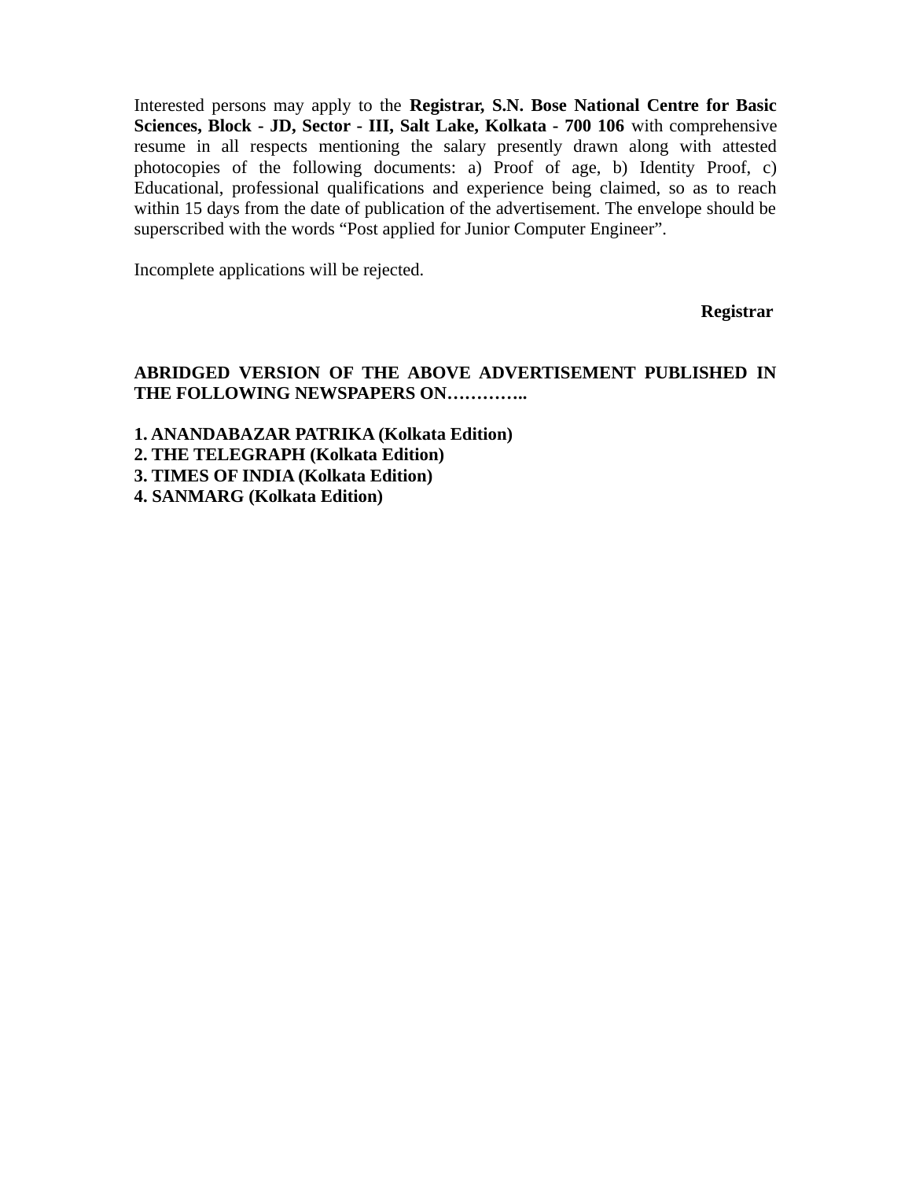Interested persons may apply to the **Registrar, S.N. Bose National Centre for Basic Sciences, Block - JD, Sector - III, Salt Lake, Kolkata - 700 106** with comprehensive resume in all respects mentioning the salary presently drawn along with attested photocopies of the following documents: a) Proof of age, b) Identity Proof, c) Educational, professional qualifications and experience being claimed, so as to reach within 15 days from the date of publication of the advertisement. The envelope should be superscribed with the words "Post applied for Junior Computer Engineer".

Incomplete applications will be rejected.

**Registrar**

**ABRIDGED VERSION OF THE ABOVE ADVERTISEMENT PUBLISHED IN THE FOLLOWING NEWSPAPERS ON…………..**

**1. ANANDABAZAR PATRIKA (Kolkata Edition)**
**2. THE TELEGRAPH (Kolkata Edition)**
**3. TIMES OF INDIA (Kolkata Edition)**
**4. SANMARG (Kolkata Edition)**